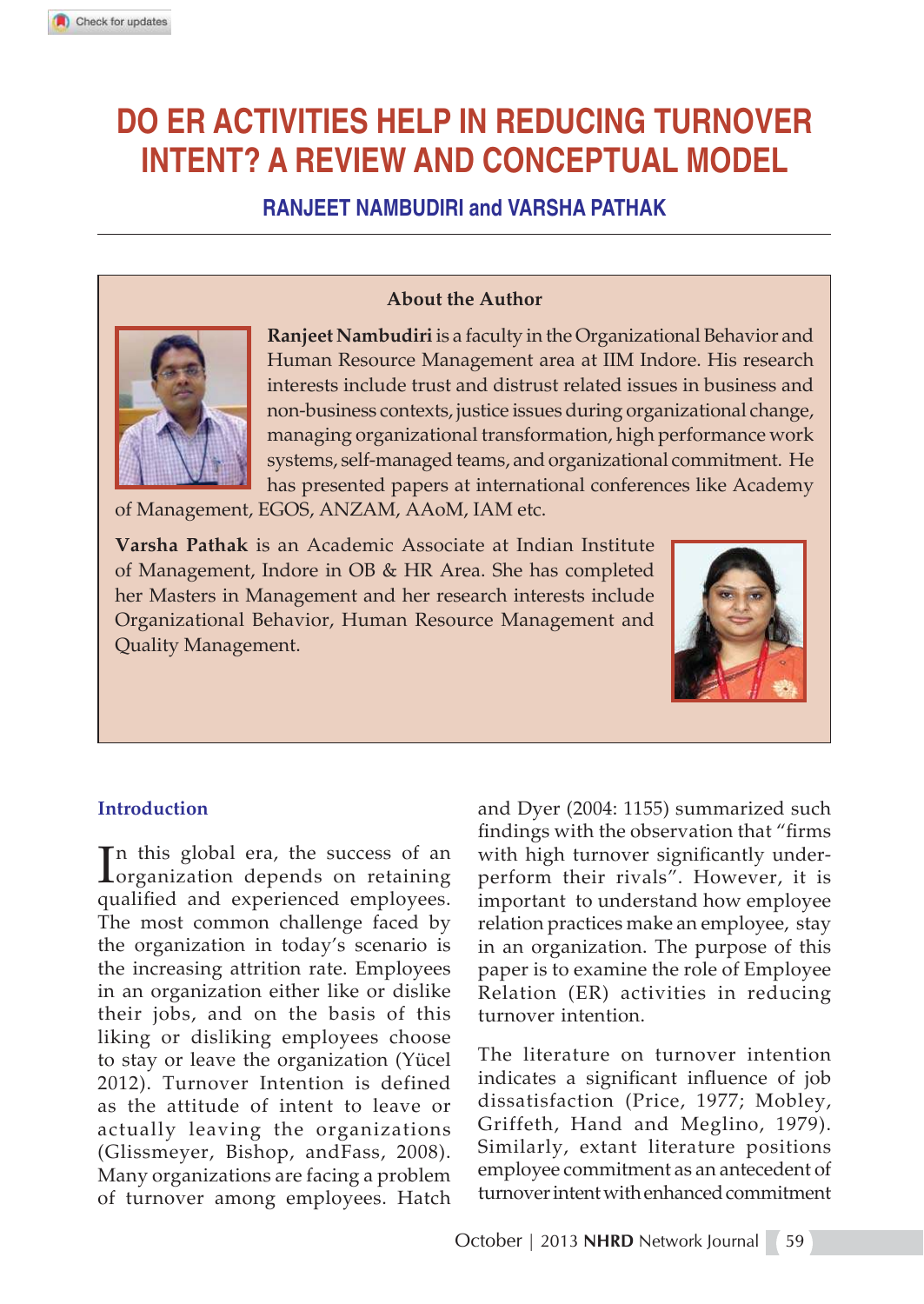# DO ER ACTIVITIES HELP IN REDUCING TURNOVER INTENT? A REVIEW AND CONCEPTUAL MODEL

### RANJEET NAMBUDIRI and VARSHA PATHAK

**About the Author**

**Ranjeet Nambudiri** is a faculty in the Organizational Behavior and Human Resource Management area at IIM Indore. His research interests include trust and distrust related issues in business and non-business contexts, justice issues during organizational change, managing organizational transformation, high performance work systems, self-managed teams, and organizational commitment. He has presented papers at international conferences like Academy of Management, EGOS, ANZAM, AAoM, IAM etc.

**Varsha Pathak** is an Academic Associate at Indian Institute of Management, Indore in OB & HR Area. She has completed her Masters in Management and her research interests include Organizational Behavior, Human Resource Management and Quality Management.

## Introduction

In this global era, the success of an organization depends on retaining qualified and experienced employees. The most common challenge faced by the organization in today's scenario is the increasing attrition rate. Employees in an organization either like or dislike their jobs, and on the basis of this liking or disliking employees choose to stay or leave the organization (Yücel 2012). Turnover Intention is defined as the attitude of intent to leave or actually leaving the organizations (Glissmeyer, Bishop, andFass, 2008). Many organizations are facing a problem of turnover among employees. Hatch and Dyer (2004: 1155) summarized such findings with the observation that "firms with high turnover significantly under-perform their rivals". However, it is important to understand how employee relation practices make an employee, stay in an organization. The purpose of this paper is to examine the role of Employee Relation (ER) activities in reducing turnover intention.

The literature on turnover intention indicates a significant influence of job dissatisfaction (Price, 1977; Mobley, Griffeth, Hand and Meglino, 1979). Similarly, extant literature positions employee commitment as an antecedent of turnover intent with enhanced commitment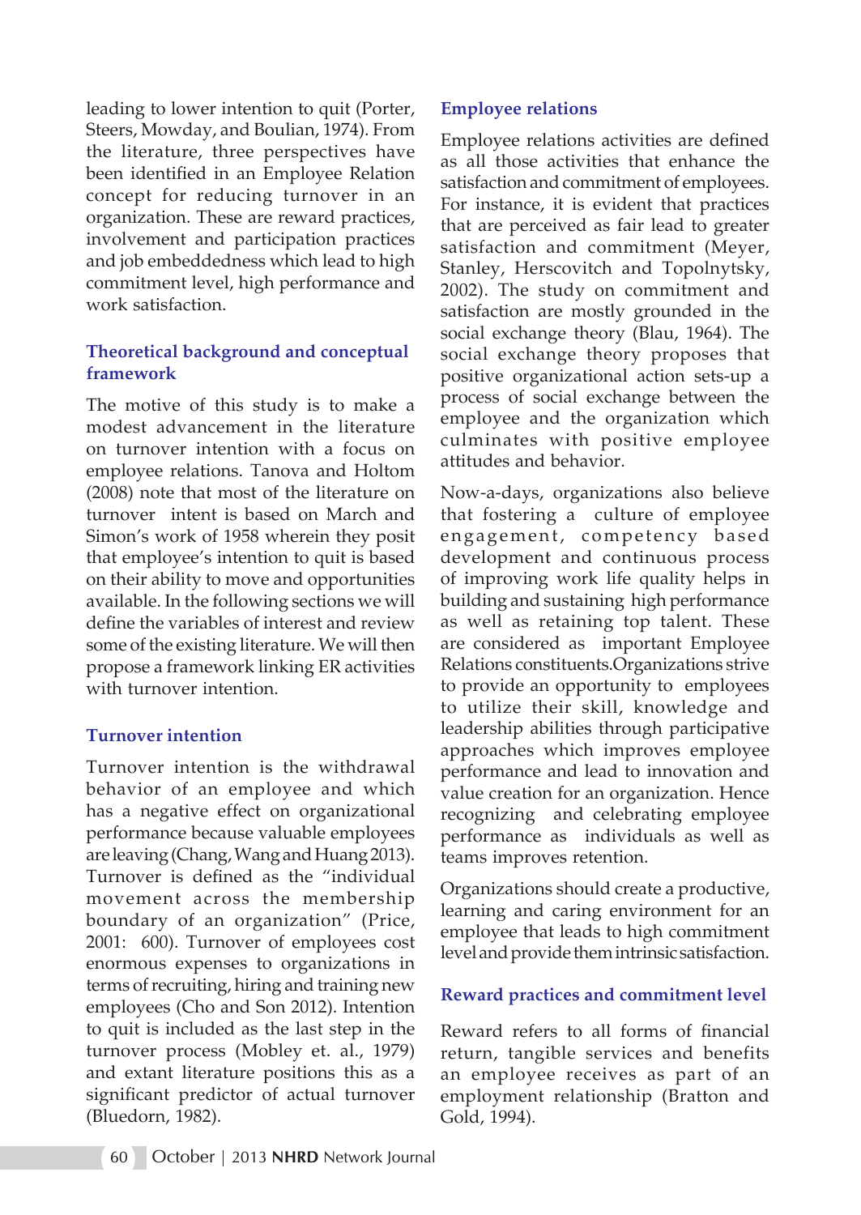leading to lower intention to quit (Porter, Steers, Mowday, and Boulian, 1974). From the literature, three perspectives have been identified in an Employee Relation concept for reducing turnover in an organization. These are reward practices, involvement and participation practices and job embeddedness which lead to high commitment level, high performance and work satisfaction.

## Theoretical background and conceptual framework

The motive of this study is to make a modest advancement in the literature on turnover intention with a focus on employee relations. Tanova and Holtom (2008) note that most of the literature on turnover intent is based on March and Simon's work of 1958 wherein they posit that employee's intention to quit is based on their ability to move and opportunities available. In the following sections we will define the variables of interest and review some of the existing literature. We will then propose a framework linking ER activities with turnover intention.

## Turnover intention

Turnover intention is the withdrawal behavior of an employee and which has a negative effect on organizational performance because valuable employees are leaving (Chang, Wang and Huang 2013). Turnover is defined as the "individual movement across the membership boundary of an organization" (Price, 2001: 600). Turnover of employees cost enormous expenses to organizations in terms of recruiting, hiring and training new employees (Cho and Son 2012). Intention to quit is included as the last step in the turnover process (Mobley et. al., 1979) and extant literature positions this as a significant predictor of actual turnover (Bluedorn, 1982).

## Employee relations

Employee relations activities are defined as all those activities that enhance the satisfaction and commitment of employees. For instance, it is evident that practices that are perceived as fair lead to greater satisfaction and commitment (Meyer, Stanley, Herscovitch and Topolnytsky, 2002). The study on commitment and satisfaction are mostly grounded in the social exchange theory (Blau, 1964). The social exchange theory proposes that positive organizational action sets-up a process of social exchange between the employee and the organization which culminates with positive employee attitudes and behavior.

Now-a-days, organizations also believe that fostering a culture of employee engagement, competency based development and continuous process of improving work life quality helps in building and sustaining high performance as well as retaining top talent. These are considered as important Employee Relations constituents.Organizations strive to provide an opportunity to employees to utilize their skill, knowledge and leadership abilities through participative approaches which improves employee performance and lead to innovation and value creation for an organization. Hence recognizing and celebrating employee performance as individuals as well as teams improves retention.

Organizations should create a productive, learning and caring environment for an employee that leads to high commitment level and provide them intrinsic satisfaction.

## Reward practices and commitment level

Reward refers to all forms of financial return, tangible services and benefits an employee receives as part of an employment relationship (Bratton and Gold, 1994).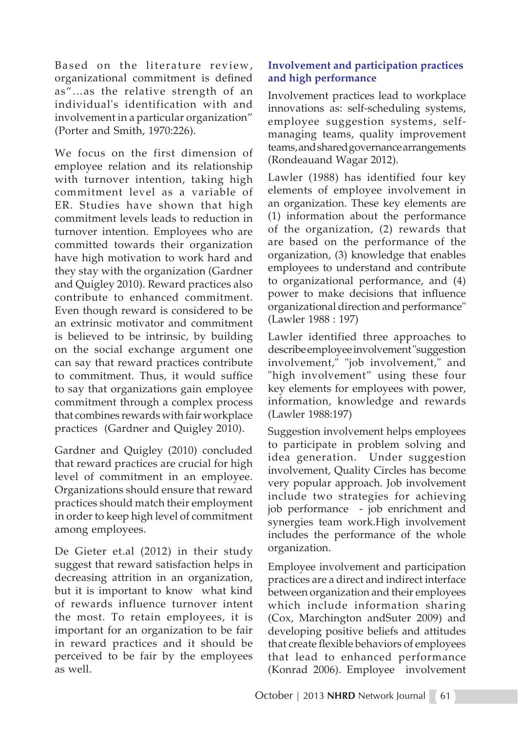Based on the literature review, organizational commitment is defined as"...as the relative strength of an individual's identification with and involvement in a particular organization" (Porter and Smith, 1970:226).

We focus on the first dimension of employee relation and its relationship with turnover intention, taking high commitment level as a variable of ER. Studies have shown that high commitment levels leads to reduction in turnover intention. Employees who are committed towards their organization have high motivation to work hard and they stay with the organization (Gardner and Quigley 2010). Reward practices also contribute to enhanced commitment. Even though reward is considered to be an extrinsic motivator and commitment is believed to be intrinsic, by building on the social exchange argument one can say that reward practices contribute to commitment. Thus, it would suffice to say that organizations gain employee commitment through a complex process that combines rewards with fair workplace practices (Gardner and Quigley 2010).

Gardner and Quigley (2010) concluded that reward practices are crucial for high level of commitment in an employee. Organizations should ensure that reward practices should match their employment in order to keep high level of commitment among employees.

De Gieter et.al (2012) in their study suggest that reward satisfaction helps in decreasing attrition in an organization, but it is important to know what kind of rewards influence turnover intent the most. To retain employees, it is important for an organization to be fair in reward practices and it should be perceived to be fair by the employees as well.

## Involvement and participation practices and high performance

Involvement practices lead to workplace innovations as: self-scheduling systems, employee suggestion systems, self-managing teams, quality improvement teams, and shared governance arrangements (Rondeauand Wagar 2012).

Lawler (1988) has identified four key elements of employee involvement in an organization. These key elements are (1) information about the performance of the organization, (2) rewards that are based on the performance of the organization, (3) knowledge that enables employees to understand and contribute to organizational performance, and (4) power to make decisions that influence organizational direction and performance" (Lawler 1988 : 197)

Lawler identified three approaches to describe employee involvement "suggestion involvement," "job involvement," and "high involvement" using these four key elements for employees with power, information, knowledge and rewards (Lawler 1988:197)

Suggestion involvement helps employees to participate in problem solving and idea generation. Under suggestion involvement, Quality Circles has become very popular approach. Job involvement include two strategies for achieving job performance - job enrichment and synergies team work.High involvement includes the performance of the whole organization.

Employee involvement and participation practices are a direct and indirect interface between organization and their employees which include information sharing (Cox, Marchington andSuter 2009) and developing positive beliefs and attitudes that create flexible behaviors of employees that lead to enhanced performance (Konrad 2006). Employee involvement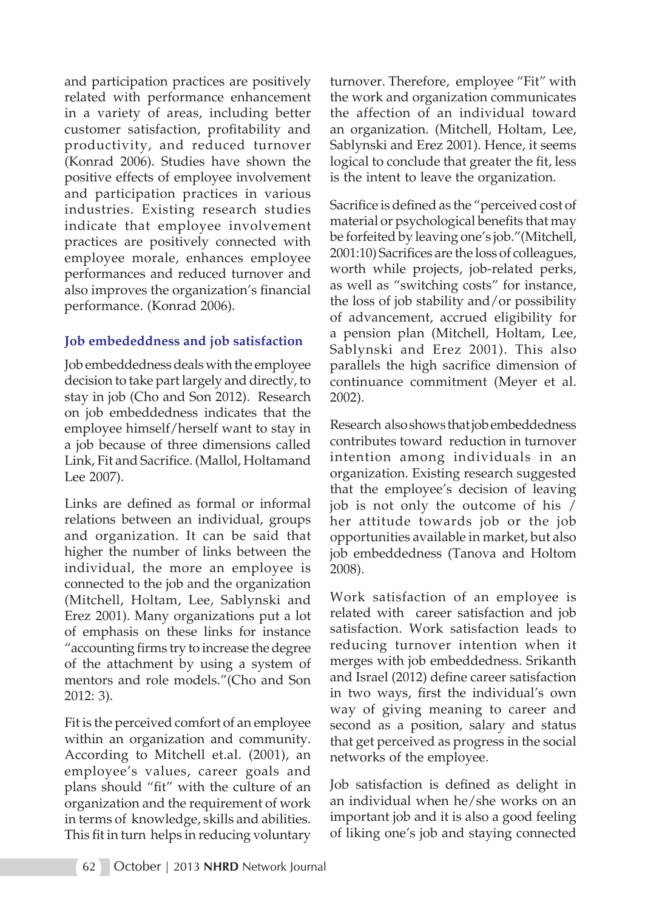and participation practices are positively related with performance enhancement in a variety of areas, including better customer satisfaction, profitability and productivity, and reduced turnover (Konrad 2006). Studies have shown the positive effects of employee involvement and participation practices in various industries. Existing research studies indicate that employee involvement practices are positively connected with employee morale, enhances employee performances and reduced turnover and also improves the organization's financial performance. (Konrad 2006).

### Job embededdness and job satisfaction

Job embeddedness deals with the employee decision to take part largely and directly, to stay in job (Cho and Son 2012). Research on job embeddedness indicates that the employee himself/herself want to stay in a job because of three dimensions called Link, Fit and Sacrifice. (Mallol, Holtamand Lee 2007).

Links are defined as formal or informal relations between an individual, groups and organization. It can be said that higher the number of links between the individual, the more an employee is connected to the job and the organization (Mitchell, Holtam, Lee, Sablynski and Erez 2001). Many organizations put a lot of emphasis on these links for instance "accounting firms try to increase the degree of the attachment by using a system of mentors and role models."(Cho and Son 2012: 3).

Fit is the perceived comfort of an employee within an organization and community. According to Mitchell et.al. (2001), an employee's values, career goals and plans should "fit" with the culture of an organization and the requirement of work in terms of knowledge, skills and abilities. This fit in turn helps in reducing voluntary turnover. Therefore, employee "Fit" with the work and organization communicates the affection of an individual toward an organization. (Mitchell, Holtam, Lee, Sablynski and Erez 2001). Hence, it seems logical to conclude that greater the fit, less is the intent to leave the organization.

Sacrifice is defined as the "perceived cost of material or psychological benefits that may be forfeited by leaving one's job."(Mitchell, 2001:10) Sacrifices are the loss of colleagues, worth while projects, job-related perks, as well as "switching costs" for instance, the loss of job stability and/or possibility of advancement, accrued eligibility for a pension plan (Mitchell, Holtam, Lee, Sablynski and Erez 2001). This also parallels the high sacrifice dimension of continuance commitment (Meyer et al. 2002).

Research also shows that job embeddedness contributes toward reduction in turnover intention among individuals in an organization. Existing research suggested that the employee's decision of leaving job is not only the outcome of his / her attitude towards job or the job opportunities available in market, but also job embeddedness (Tanova and Holtom 2008).

Work satisfaction of an employee is related with career satisfaction and job satisfaction. Work satisfaction leads to reducing turnover intention when it merges with job embeddedness. Srikanth and Israel (2012) define career satisfaction in two ways, first the individual's own way of giving meaning to career and second as a position, salary and status that get perceived as progress in the social networks of the employee.

Job satisfaction is defined as delight in an individual when he/she works on an important job and it is also a good feeling of liking one's job and staying connected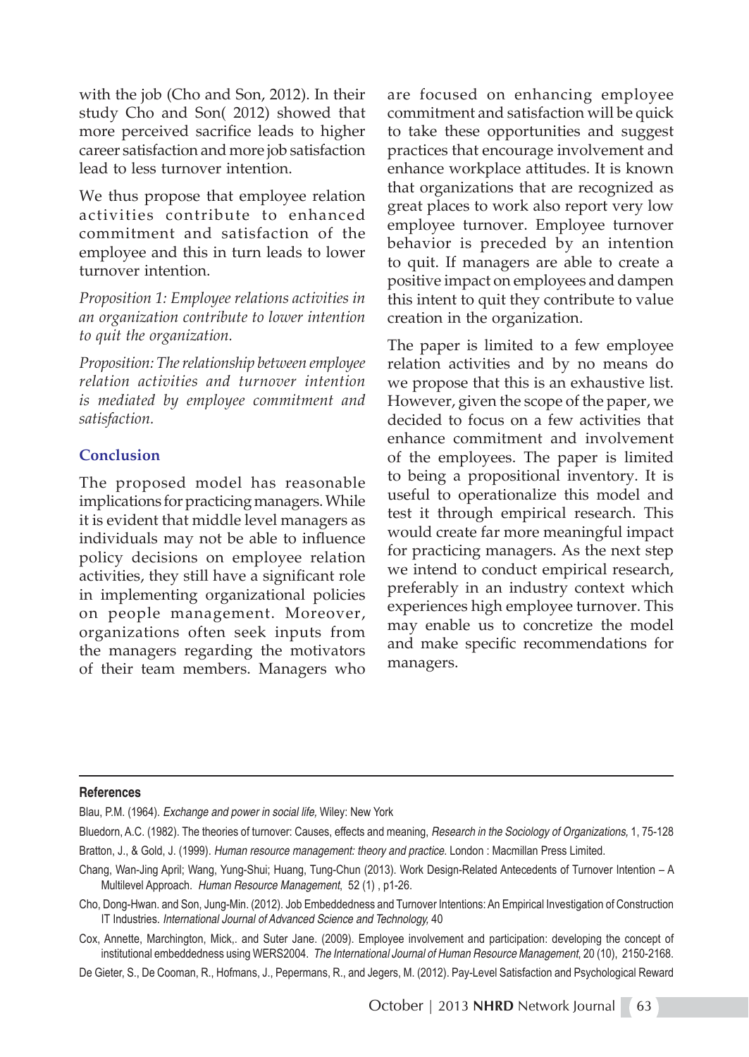with the job (Cho and Son, 2012). In their study Cho and Son( 2012) showed that more perceived sacrifice leads to higher career satisfaction and more job satisfaction lead to less turnover intention.

We thus propose that employee relation activities contribute to enhanced commitment and satisfaction of the employee and this in turn leads to lower turnover intention.

*Proposition 1: Employee relations activities in an organization contribute to lower intention to quit the organization.*

*Proposition: The relationship between employee relation activities and turnover intention is mediated by employee commitment and satisfaction.*

## Conclusion

The proposed model has reasonable implications for practicing managers. While it is evident that middle level managers as individuals may not be able to influence policy decisions on employee relation activities, they still have a significant role in implementing organizational policies on people management. Moreover, organizations often seek inputs from the managers regarding the motivators of their team members. Managers who are focused on enhancing employee commitment and satisfaction will be quick to take these opportunities and suggest practices that encourage involvement and enhance workplace attitudes. It is known that organizations that are recognized as great places to work also report very low employee turnover. Employee turnover behavior is preceded by an intention to quit. If managers are able to create a positive impact on employees and dampen this intent to quit they contribute to value creation in the organization.

The paper is limited to a few employee relation activities and by no means do we propose that this is an exhaustive list. However, given the scope of the paper, we decided to focus on a few activities that enhance commitment and involvement of the employees. The paper is limited to being a propositional inventory. It is useful to operationalize this model and test it through empirical research. This would create far more meaningful impact for practicing managers. As the next step we intend to conduct empirical research, preferably in an industry context which experiences high employee turnover. This may enable us to concretize the model and make specific recommendations for managers.

## References

Blau, P.M. (1964). *Exchange and power in social life,* Wiley: New York

Bluedorn, A.C. (1982). The theories of turnover: Causes, effects and meaning, *Research in the Sociology of Organizations,* 1, 75-128

Bratton, J., & Gold, J. (1999). *Human resource management: theory and practice.* London : Macmillan Press Limited.

Chang, Wan-Jing April; Wang, Yung-Shui; Huang, Tung-Chun (2013). Work Design-Related Antecedents of Turnover Intention – A Multilevel Approach. *Human Resource Management*, 52 (1) , p1-26.

Cho, Dong-Hwan. and Son, Jung-Min. (2012). Job Embeddedness and Turnover Intentions: An Empirical Investigation of Construction IT Industries. *International Journal of Advanced Science and Technology,* 40

Cox, Annette, Marchington, Mick,. and Suter Jane. (2009). Employee involvement and participation: developing the concept of institutional embeddedness using WERS2004. *The International Journal of Human Resource Management*, 20 (10), 2150-2168.

De Gieter, S., De Cooman, R., Hofmans, J., Pepermans, R., and Jegers, M. (2012). Pay-Level Satisfaction and Psychological Reward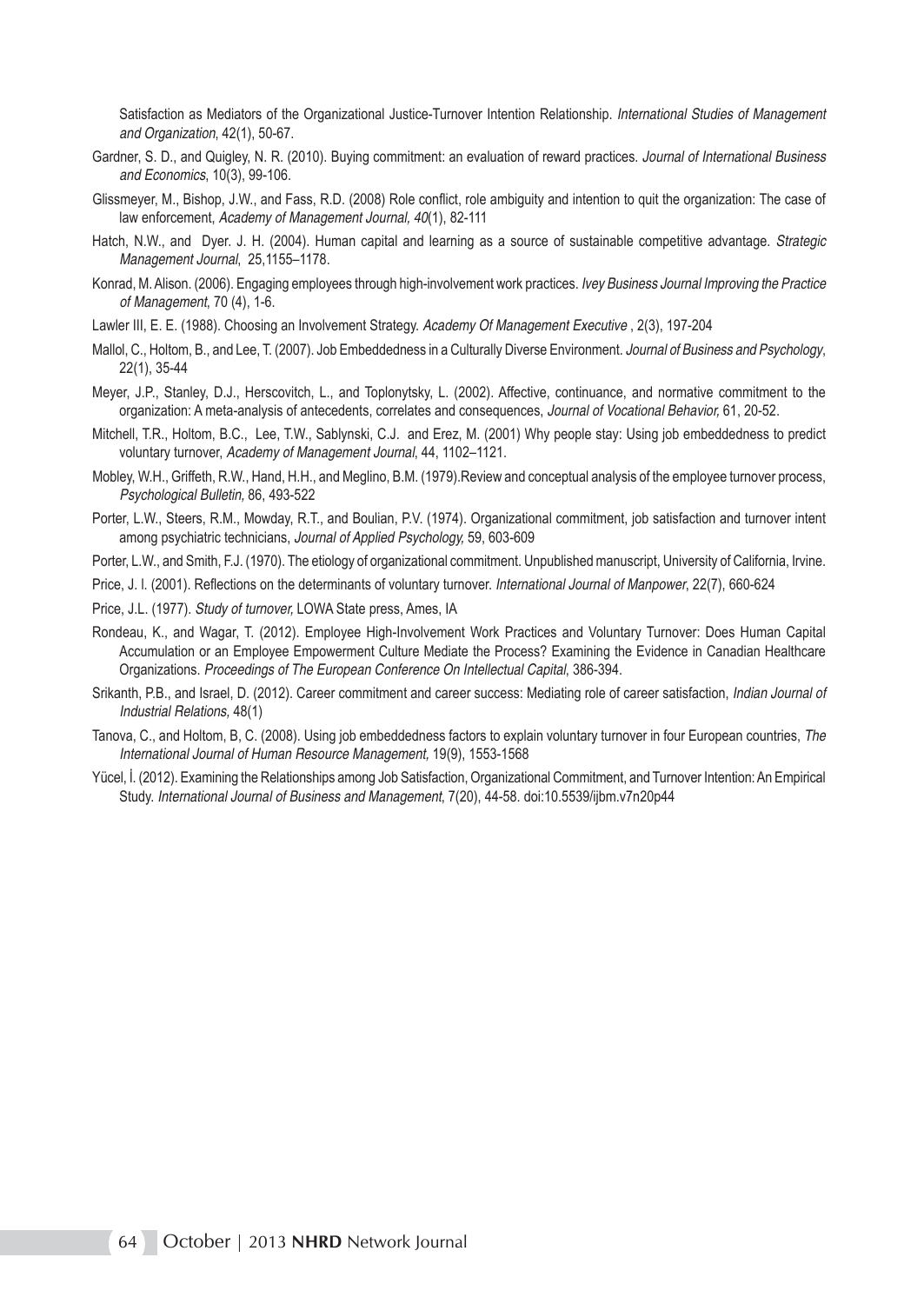Satisfaction as Mediators of the Organizational Justice-Turnover Intention Relationship. *International Studies of Management and Organization*, 42(1), 50-67.

Gardner, S. D., and Quigley, N. R. (2010). Buying commitment: an evaluation of reward practices. *Journal of International Business and Economics*, 10(3), 99-106.

Glissmeyer, M., Bishop, J.W., and Fass, R.D. (2008) Role conflict, role ambiguity and intention to quit the organization: The case of law enforcement, *Academy of Management Journal, 40*(1), 82-111

Hatch, N.W., and Dyer. J. H. (2004). Human capital and learning as a source of sustainable competitive advantage. *Strategic Management Journal*, 25,1155–1178.

Konrad, M. Alison. (2006). Engaging employees through high-involvement work practices. *Ivey Business Journal Improving the Practice of Management*, 70 (4), 1-6.

Lawler III, E. E. (1988). Choosing an Involvement Strategy. *Academy Of Management Executive* , 2(3), 197-204

Mallol, C., Holtom, B., and Lee, T. (2007). Job Embeddedness in a Culturally Diverse Environment. *Journal of Business and Psychology*, 22(1), 35-44

Meyer, J.P., Stanley, D.J., Herscovitch, L., and Toplonytsky, L. (2002). Affective, continuance, and normative commitment to the organization: A meta-analysis of antecedents, correlates and consequences, *Journal of Vocational Behavior,* 61, 20-52.

Mitchell, T.R., Holtom, B.C., Lee, T.W., Sablynski, C.J. and Erez, M. (2001) Why people stay: Using job embeddedness to predict voluntary turnover, *Academy of Management Journal*, 44, 1102–1121.

Mobley, W.H., Griffeth, R.W., Hand, H.H., and Meglino, B.M. (1979).Review and conceptual analysis of the employee turnover process, *Psychological Bulletin,* 86, 493-522

Porter, L.W., Steers, R.M., Mowday, R.T., and Boulian, P.V. (1974). Organizational commitment, job satisfaction and turnover intent among psychiatric technicians, *Journal of Applied Psychology,* 59, 603-609

Porter, L.W., and Smith, F.J. (1970). The etiology of organizational commitment. Unpublished manuscript, University of California, Irvine.

Price, J. I. (2001). Reflections on the determinants of voluntary turnover. *International Journal of Manpower*, 22(7), 660-624

Price, J.L. (1977). *Study of turnover,* LOWA State press, Ames, IA

Rondeau, K., and Wagar, T. (2012). Employee High-Involvement Work Practices and Voluntary Turnover: Does Human Capital Accumulation or an Employee Empowerment Culture Mediate the Process? Examining the Evidence in Canadian Healthcare Organizations. *Proceedings of The European Conference On Intellectual Capital*, 386-394.

Srikanth, P.B., and Israel, D. (2012). Career commitment and career success: Mediating role of career satisfaction, *Indian Journal of Industrial Relations,* 48(1)

Tanova, C., and Holtom, B, C. (2008). Using job embeddedness factors to explain voluntary turnover in four European countries, *The International Journal of Human Resource Management,* 19(9), 1553-1568

Yücel, İ. (2012). Examining the Relationships among Job Satisfaction, Organizational Commitment, and Turnover Intention: An Empirical Study. *International Journal of Business and Management*, 7(20), 44-58. doi:10.5539/ijbm.v7n20p44